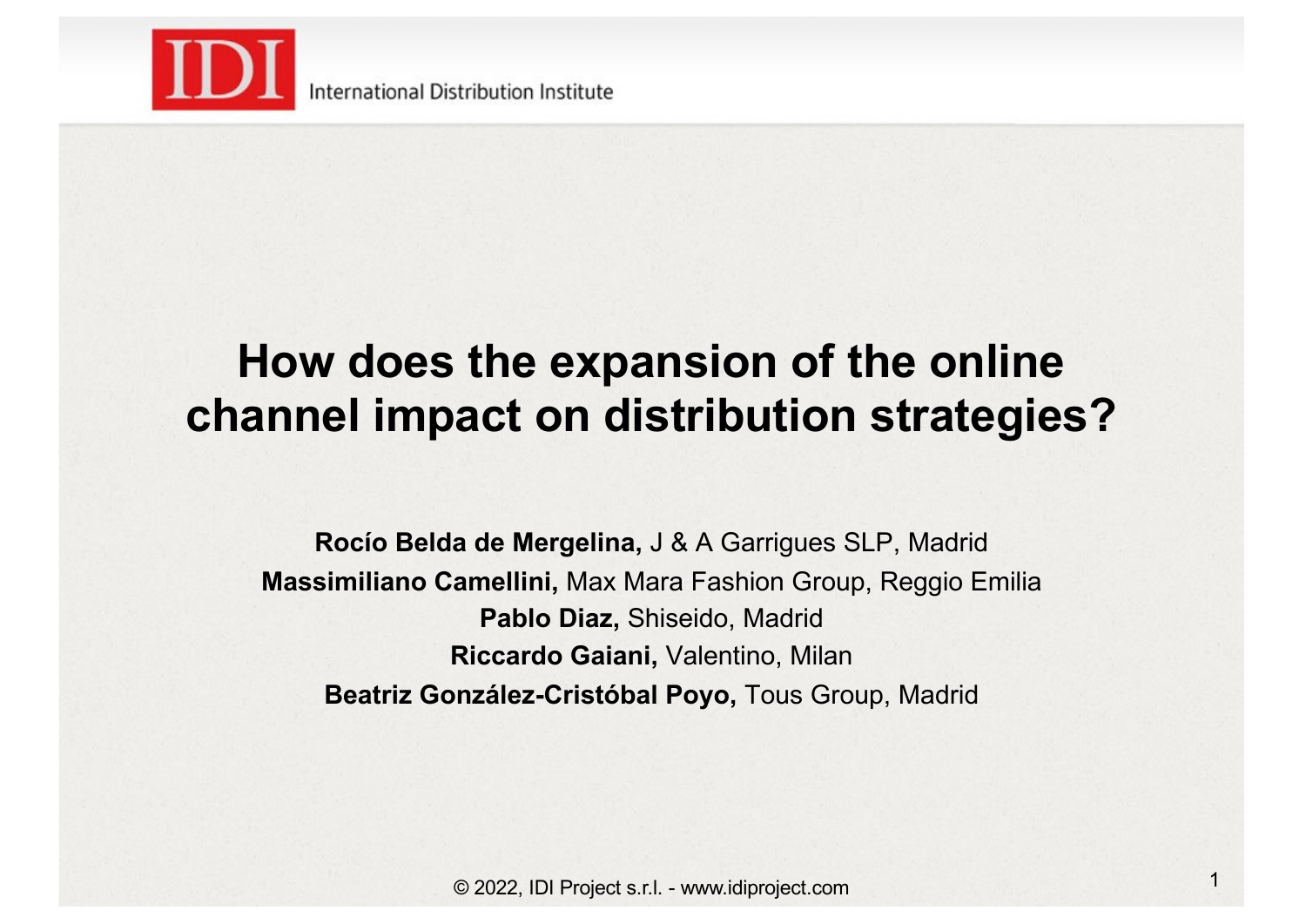IDI International Distribution Institute

# How does the expansion of the online channel impact on distribution strategies?

**Rocío Belda de Mergelina,** J & A Garrigues SLP, Madrid

**Massimiliano Camellini,** Max Mara Fashion Group, Reggio Emilia

**Pablo Diaz,** Shiseido, Madrid

**Riccardo Gaiani,** Valentino, Milan

**Beatriz González-Cristóbal Poyo,** Tous Group, Madrid

© 2022, IDI Project s.r.l. - www.idiproject.com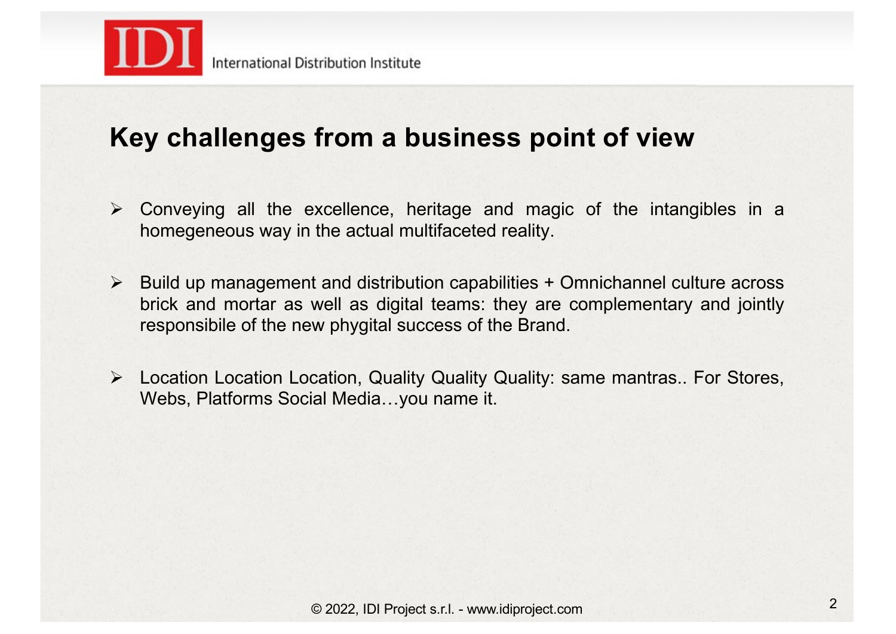## Key challenges from a business point of view

- Conveying all the excellence, heritage and magic of the intangibles in a homegeneous way in the actual multifaceted reality.

- Build up management and distribution capabilities + Omnichannel culture across brick and mortar as well as digital teams: they are complementary and jointly responsibile of the new phygital success of the Brand.

- Location Location Location, Quality Quality Quality: same mantras.. For Stores, Webs, Platforms Social Media…you name it.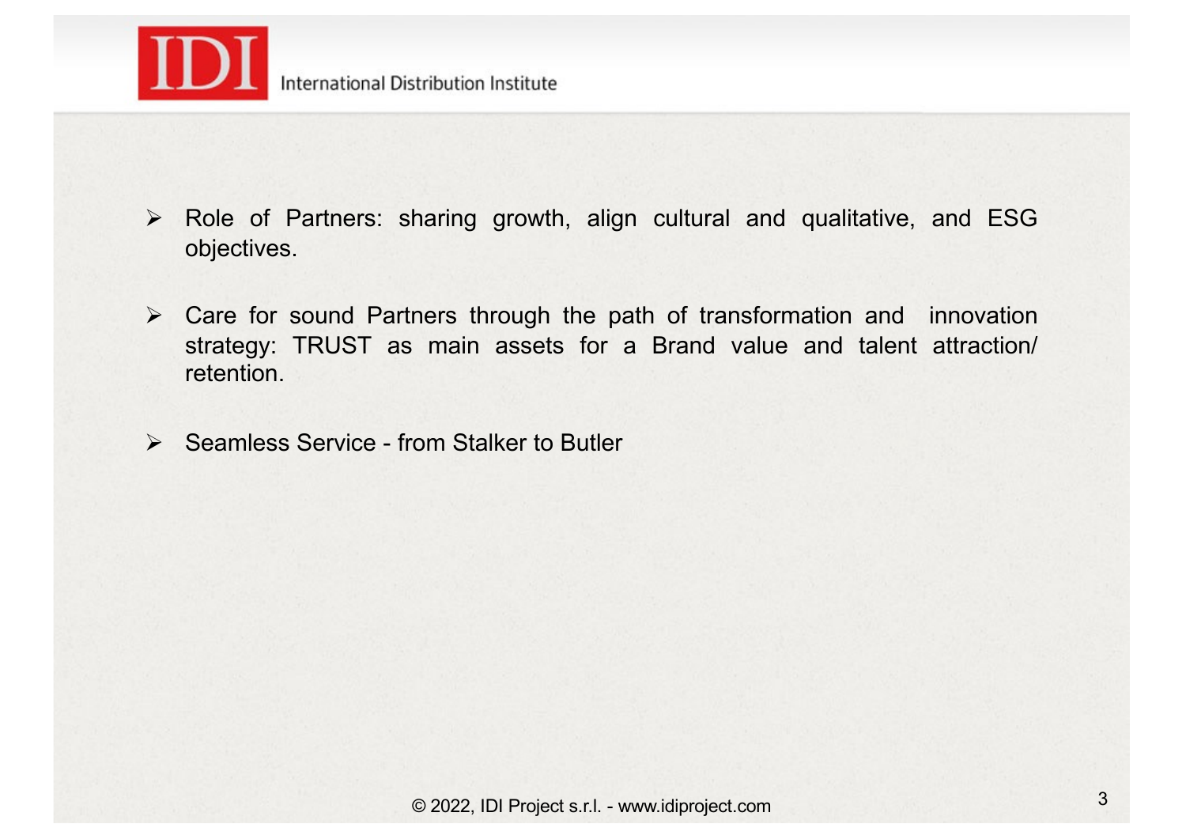- Role of Partners: sharing growth, align cultural and qualitative, and ESG objectives.

- Care for sound Partners through the path of transformation and innovation strategy: TRUST as main assets for a Brand value and talent attraction/ retention.

- Seamless Service - from Stalker to Butler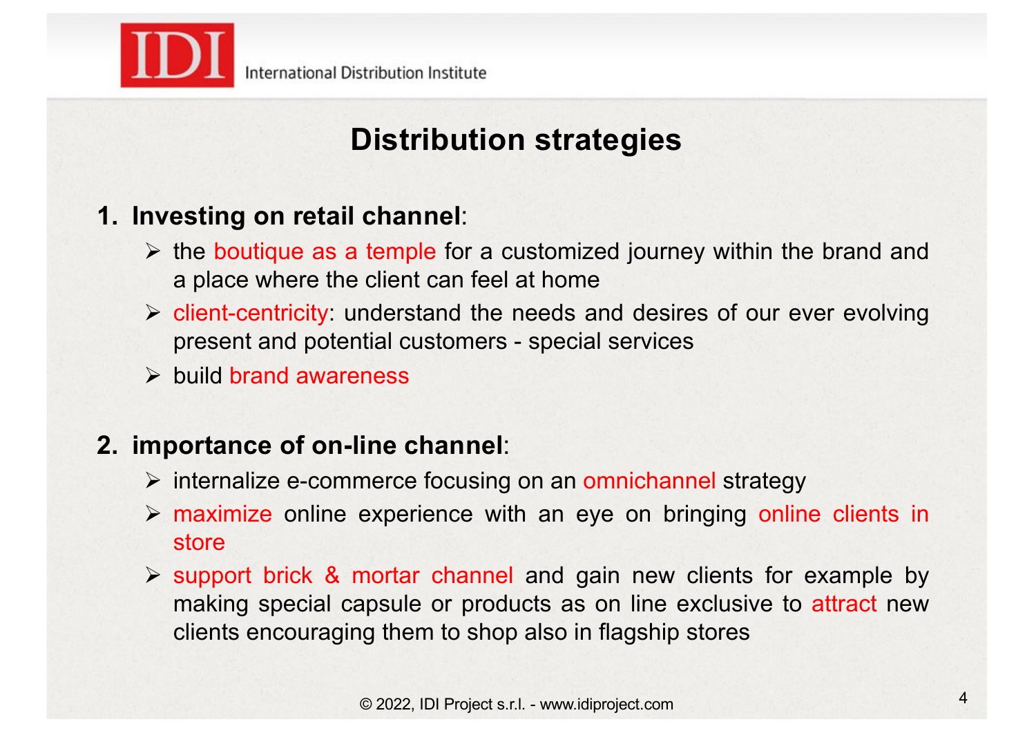# Distribution strategies

1. **Investing on retail channel**:
   - the boutique as a temple for a customized journey within the brand and a place where the client can feel at home
   - client-centricity: understand the needs and desires of our ever evolving present and potential customers - special services
   - build brand awareness

2. **importance of on-line channel**:
   - internalize e-commerce focusing on an omnichannel strategy
   - maximize online experience with an eye on bringing online clients in store
   - support brick & mortar channel and gain new clients for example by making special capsule or products as on line exclusive to attract new clients encouraging them to shop also in flagship stores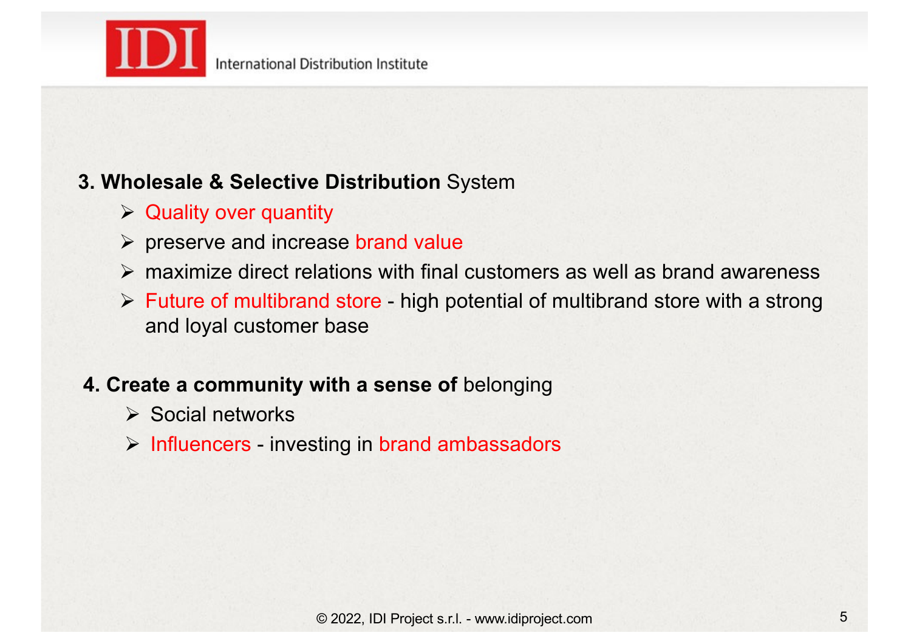**3. Wholesale & Selective Distribution** System

- Quality over quantity
- preserve and increase brand value
- maximize direct relations with final customers as well as brand awareness
- Future of multibrand store - high potential of multibrand store with a strong and loyal customer base

**4. Create a community with a sense of** belonging

- Social networks
- Influencers - investing in brand ambassadors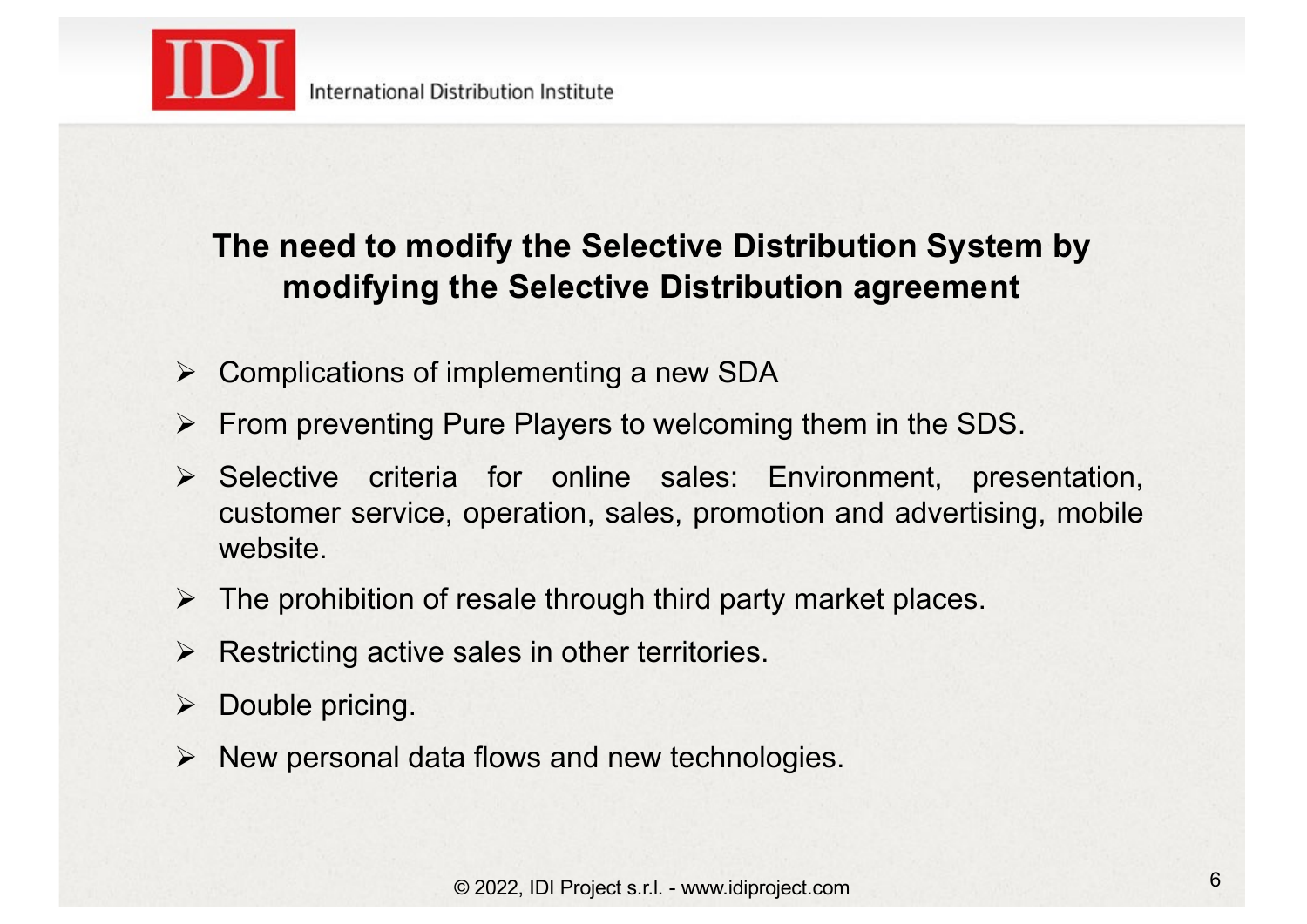## The need to modify the Selective Distribution System by modifying the Selective Distribution agreement

- Complications of implementing a new SDA
- From preventing Pure Players to welcoming them in the SDS.
- Selective criteria for online sales: Environment, presentation, customer service, operation, sales, promotion and advertising, mobile website.
- The prohibition of resale through third party market places.
- Restricting active sales in other territories.
- Double pricing.
- New personal data flows and new technologies.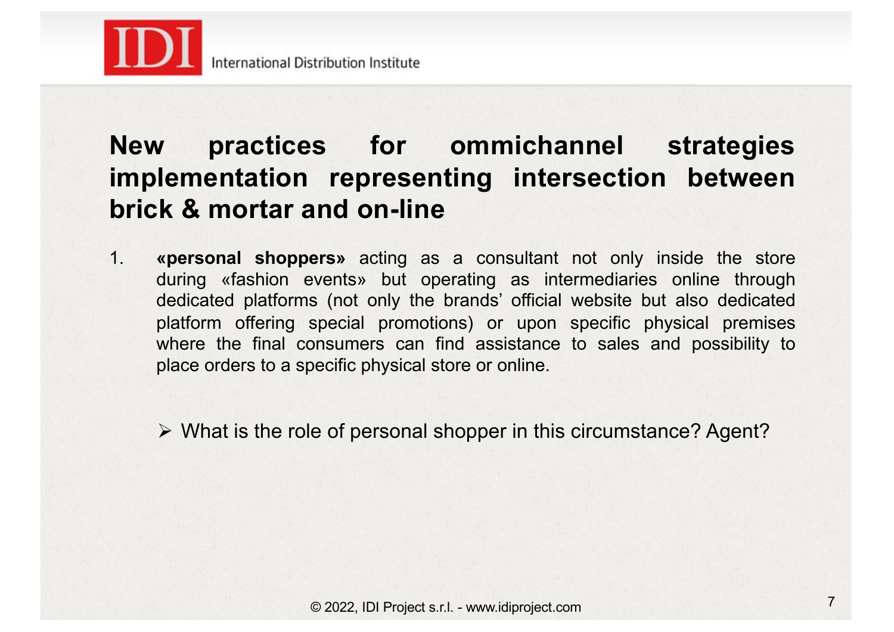## New practices for ommichannel strategies implementation representing intersection between brick & mortar and on-line

1. **«personal shoppers»** acting as a consultant not only inside the store during «fashion events» but operating as intermediaries online through dedicated platforms (not only the brands' official website but also dedicated platform offering special promotions) or upon specific physical premises where the final consumers can find assistance to sales and possibility to place orders to a specific physical store or online.

   - What is the role of personal shopper in this circumstance? Agent?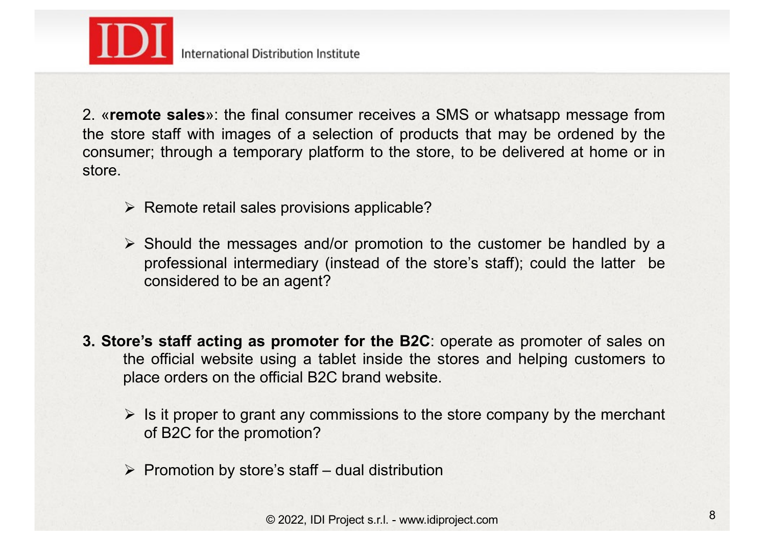2. «**remote sales**»: the final consumer receives a SMS or whatsapp message from the store staff with images of a selection of products that may be ordened by the consumer; through a temporary platform to the store, to be delivered at home or in store.

- Remote retail sales provisions applicable?
- Should the messages and/or promotion to the customer be handled by a professional intermediary (instead of the store's staff); could the latter be considered to be an agent?

**3. Store's staff acting as promoter for the B2C**: operate as promoter of sales on the official website using a tablet inside the stores and helping customers to place orders on the official B2C brand website.

- Is it proper to grant any commissions to the store company by the merchant of B2C for the promotion?
- Promotion by store's staff – dual distribution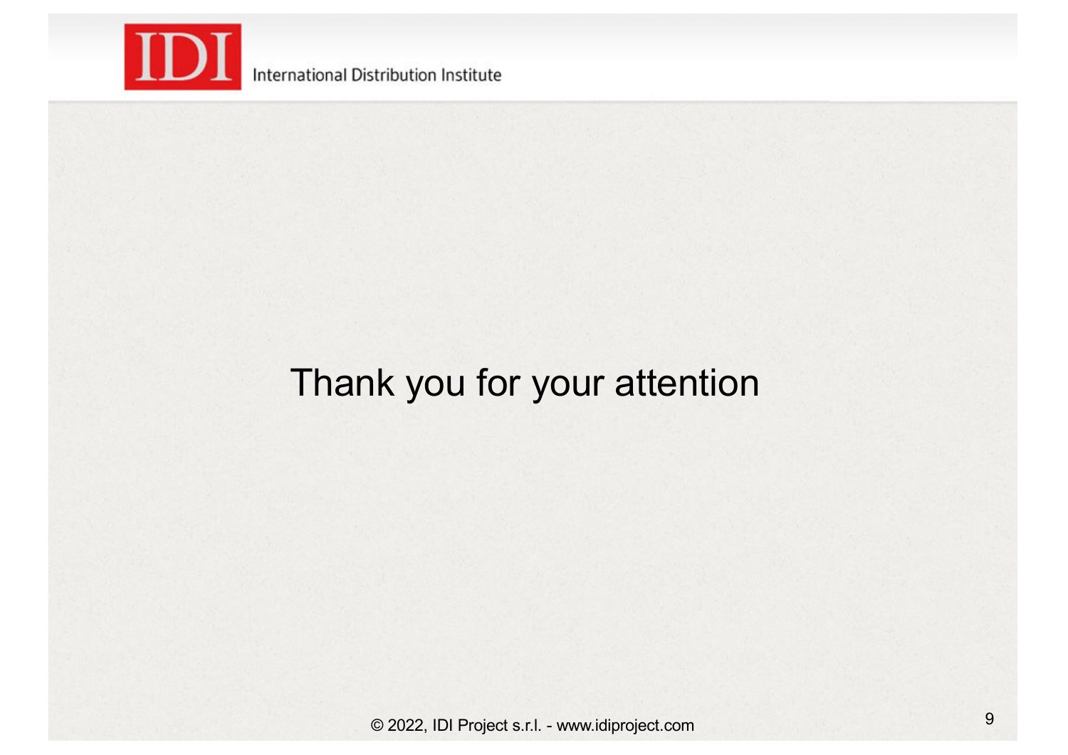Thank you for your attention